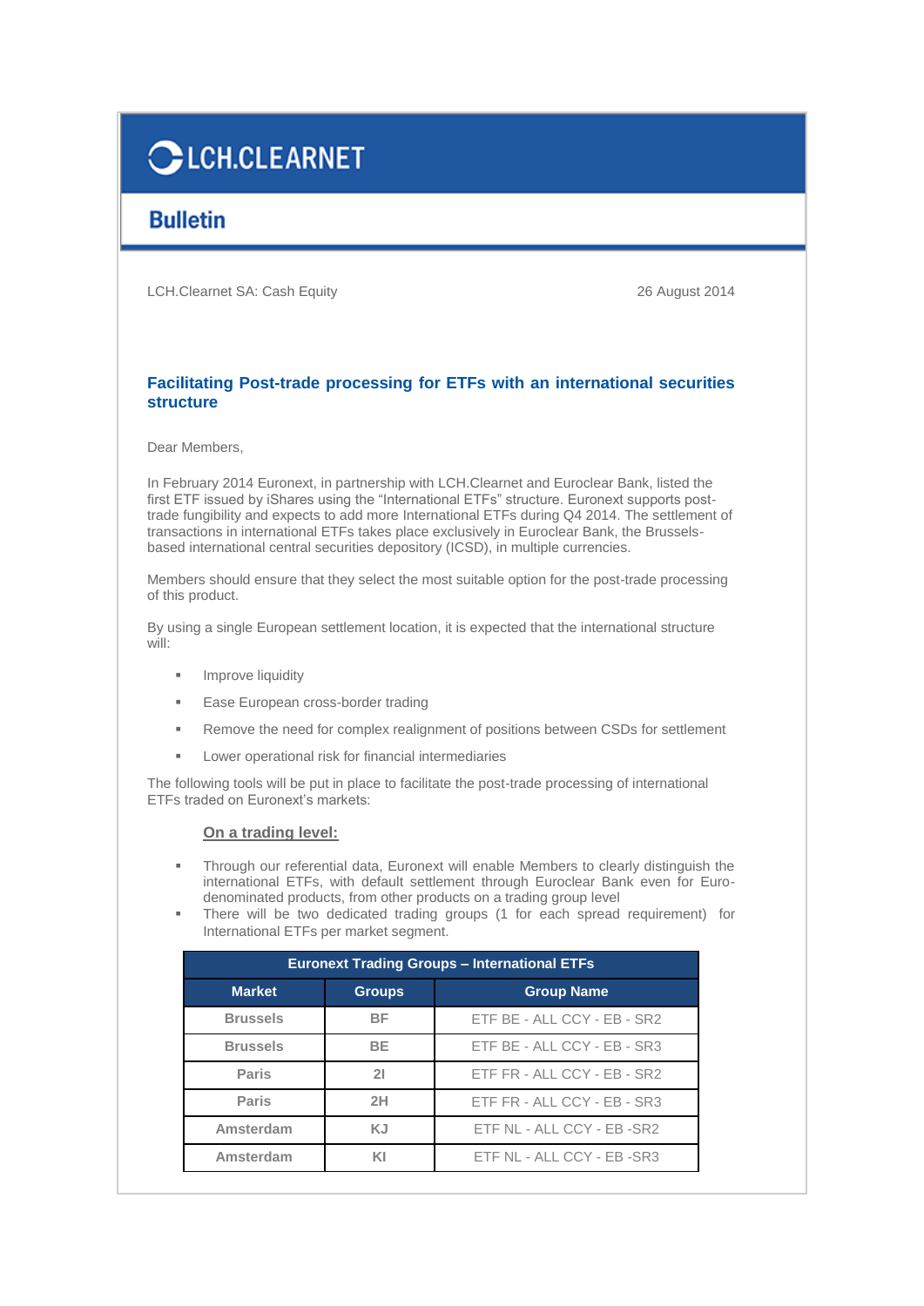LCH.CLEARNET

## Bulletin

LCH.Clearnet SA: Cash Equity 26 August 2014

### Facilitating Post-trade processing for ETFs with an international securities structure

Dear Members,

In February 2014 Euronext, in partnership with LCH.Clearnet and Euroclear Bank, listed the first ETF issued by iShares using the “International ETFs” structure. Euronext supports post-trade fungibility and expects to add more International ETFs during Q4 2014. The settlement of transactions in international ETFs takes place exclusively in Euroclear Bank, the Brussels-based international central securities depository (ICSD), in multiple currencies.

Members should ensure that they select the most suitable option for the post-trade processing of this product.

By using a single European settlement location, it is expected that the international structure will:

- Improve liquidity
- Ease European cross-border trading
- Remove the need for complex realignment of positions between CSDs for settlement
- Lower operational risk for financial intermediaries

The following tools will be put in place to facilitate the post-trade processing of international ETFs traded on Euronext’s markets:

**On a trading level:**

- Through our referential data, Euronext will enable Members to clearly distinguish the international ETFs, with default settlement through Euroclear Bank even for Euro-denominated products, from other products on a trading group level
- There will be two dedicated trading groups (1 for each spread requirement) for International ETFs per market segment.

| Euronext Trading Groups – International ETFs | | |
|---|---|---|
| **Market** | **Groups** | **Group Name** |
| Brussels | BF | ETF BE - ALL CCY - EB - SR2 |
| Brussels | BE | ETF BE - ALL CCY - EB - SR3 |
| Paris | 2I | ETF FR - ALL CCY - EB - SR2 |
| Paris | 2H | ETF FR - ALL CCY - EB - SR3 |
| Amsterdam | KJ | ETF NL - ALL CCY - EB -SR2 |
| Amsterdam | KI | ETF NL - ALL CCY - EB -SR3 |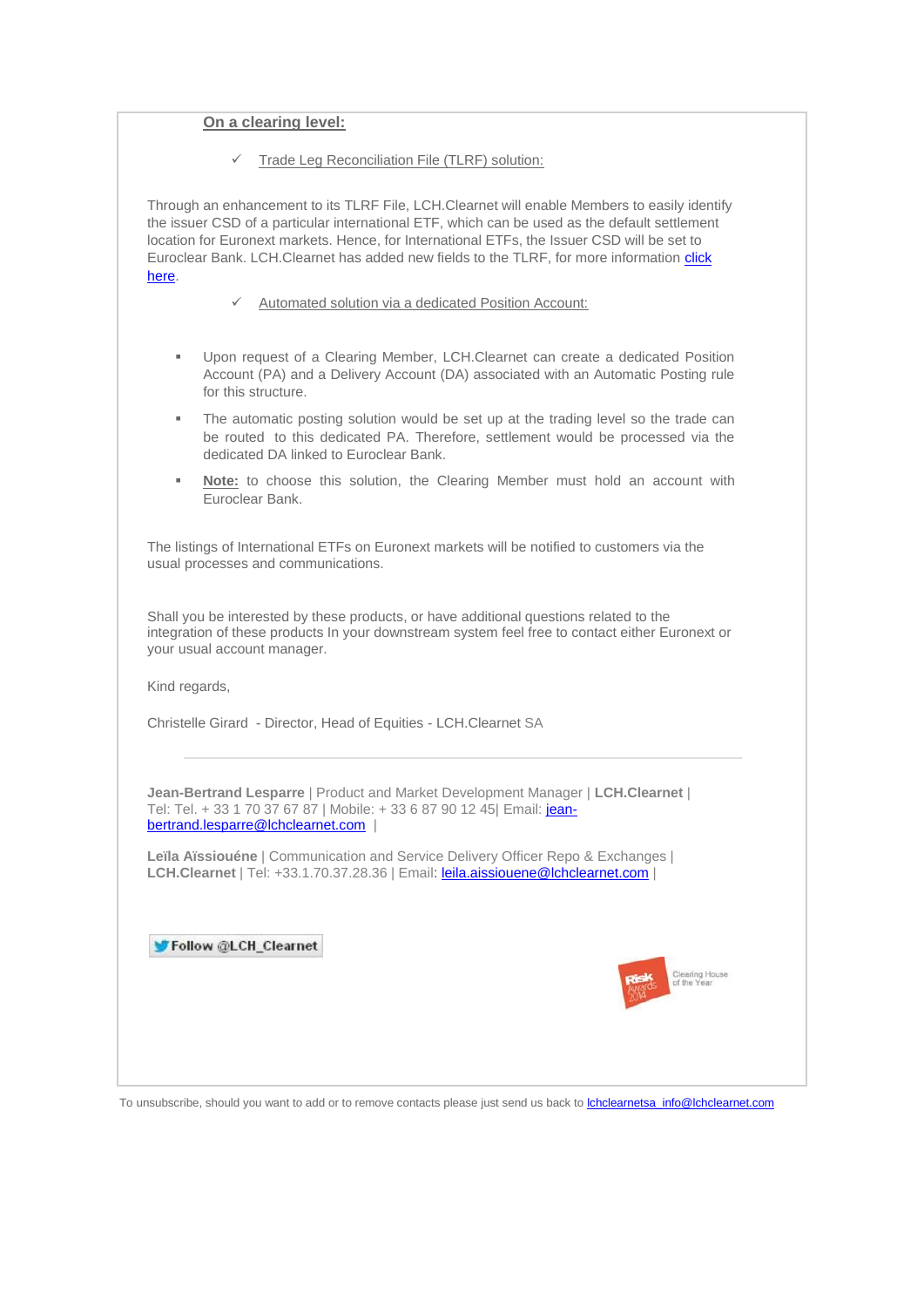**On a clearing level:**

✓ Trade Leg Reconciliation File (TLRF) solution:

Through an enhancement to its TLRF File, LCH.Clearnet will enable Members to easily identify the issuer CSD of a particular international ETF, which can be used as the default settlement location for Euronext markets. Hence, for International ETFs, the Issuer CSD will be set to Euroclear Bank. LCH.Clearnet has added new fields to the TLRF, for more information click here.

✓ Automated solution via a dedicated Position Account:

- Upon request of a Clearing Member, LCH.Clearnet can create a dedicated Position Account (PA) and a Delivery Account (DA) associated with an Automatic Posting rule for this structure.
- The automatic posting solution would be set up at the trading level so the trade can be routed to this dedicated PA. Therefore, settlement would be processed via the dedicated DA linked to Euroclear Bank.
- **Note:** to choose this solution, the Clearing Member must hold an account with Euroclear Bank.

The listings of International ETFs on Euronext markets will be notified to customers via the usual processes and communications.

Shall you be interested by these products, or have additional questions related to the integration of these products In your downstream system feel free to contact either Euronext or your usual account manager.

Kind regards,

Christelle Girard - Director, Head of Equities - LCH.Clearnet SA

---

**Jean-Bertrand Lesparre** | Product and Market Development Manager | **LCH.Clearnet** | Tel: Tel. + 33 1 70 37 67 87 | Mobile: + 33 6 87 90 12 45| Email: jean-bertrand.lesparre@lchclearnet.com |

**Leïla Aïssiouéne** | Communication and Service Delivery Officer Repo & Exchanges | **LCH.Clearnet** | Tel: +33.1.70.37.28.36 | Email: leila.aissiouene@lchclearnet.com |

Follow @LCH_Clearnet

Risk Awards 2014 Clearing House of the Year

To unsubscribe, should you want to add or to remove contacts please just send us back to lchclearnetsa_info@lchclearnet.com